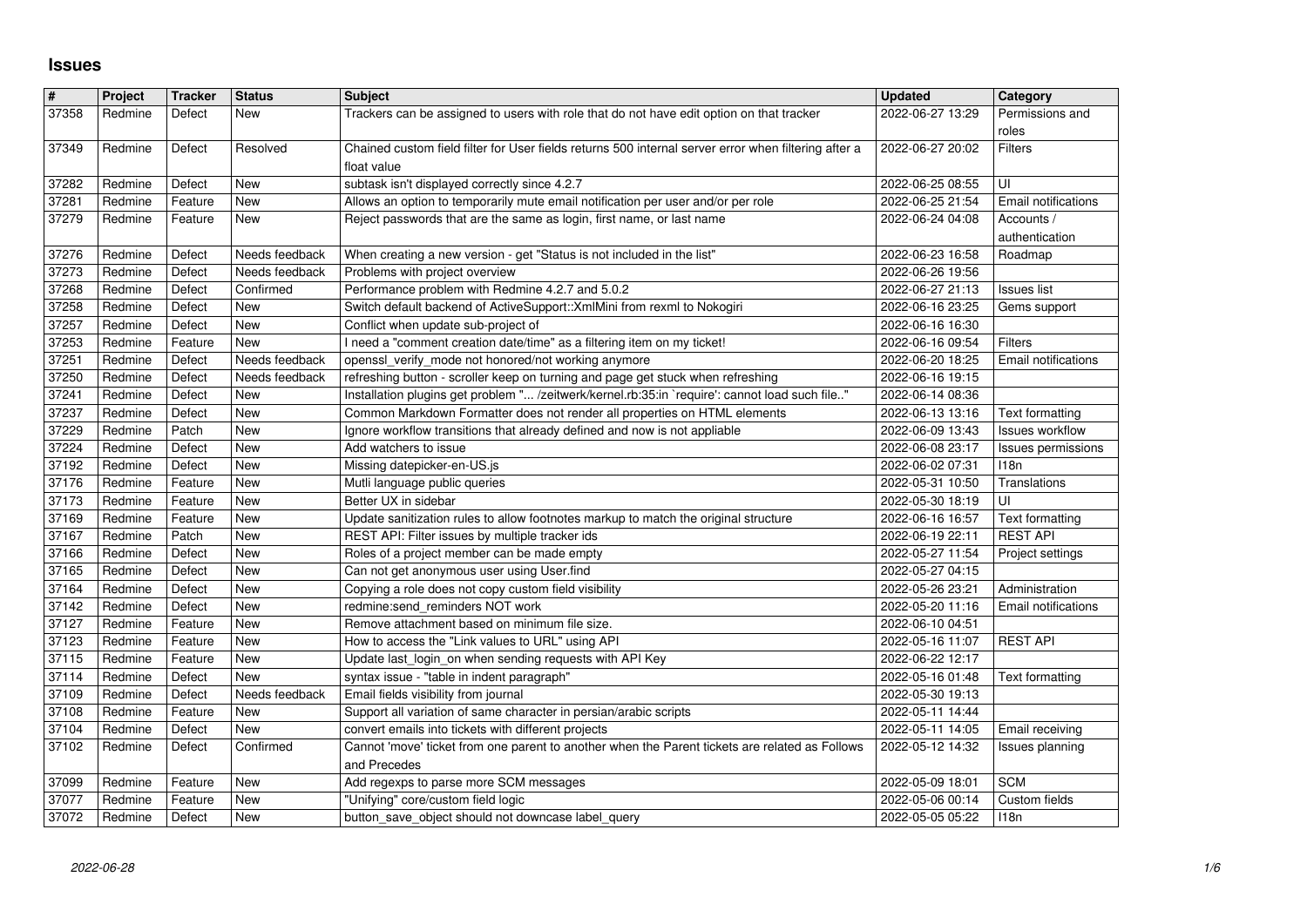# Issues

| # | Project | Tracker | Status | Subject | Updated | Category |
|---|---|---|---|---|---|---|
| 37358 | Redmine | Defect | New | Trackers can be assigned to users with role that do not have edit option on that tracker | 2022-06-27 13:29 | Permissions and roles |
| 37349 | Redmine | Defect | Resolved | Chained custom field filter for User fields returns 500 internal server error when filtering after a float value | 2022-06-27 20:02 | Filters |
| 37282 | Redmine | Defect | New | subtask isn't displayed correctly since 4.2.7 | 2022-06-25 08:55 | UI |
| 37281 | Redmine | Feature | New | Allows an option to temporarily mute email notification per user and/or per role | 2022-06-25 21:54 | Email notifications |
| 37279 | Redmine | Feature | New | Reject passwords that are the same as login, first name, or last name | 2022-06-24 04:08 | Accounts / authentication |
| 37276 | Redmine | Defect | Needs feedback | When creating a new version - get "Status is not included in the list" | 2022-06-23 16:58 | Roadmap |
| 37273 | Redmine | Defect | Needs feedback | Problems with project overview | 2022-06-26 19:56 | |
| 37268 | Redmine | Defect | Confirmed | Performance problem with Redmine 4.2.7 and 5.0.2 | 2022-06-27 21:13 | Issues list |
| 37258 | Redmine | Defect | New | Switch default backend of ActiveSupport::XmlMini from rexml to Nokogiri | 2022-06-16 23:25 | Gems support |
| 37257 | Redmine | Defect | New | Conflict when update sub-project of | 2022-06-16 16:30 | |
| 37253 | Redmine | Feature | New | I need a "comment creation date/time" as a filtering item on my ticket! | 2022-06-16 09:54 | Filters |
| 37251 | Redmine | Defect | Needs feedback | openssl_verify_mode not honored/not working anymore | 2022-06-20 18:25 | Email notifications |
| 37250 | Redmine | Defect | Needs feedback | refreshing button - scroller keep on turning and page get stuck when refreshing | 2022-06-16 19:15 | |
| 37241 | Redmine | Defect | New | Installation plugins get problem "... /zeitwerk/kernel.rb:35:in `require': cannot load such file.." | 2022-06-14 08:36 | |
| 37237 | Redmine | Defect | New | Common Markdown Formatter does not render all properties on HTML elements | 2022-06-13 13:16 | Text formatting |
| 37229 | Redmine | Patch | New | Ignore workflow transitions that already defined and now is not appliable | 2022-06-09 13:43 | Issues workflow |
| 37224 | Redmine | Defect | New | Add watchers to issue | 2022-06-08 23:17 | Issues permissions |
| 37192 | Redmine | Defect | New | Missing datepicker-en-US.js | 2022-06-02 07:31 | I18n |
| 37176 | Redmine | Feature | New | Mutli language public queries | 2022-05-31 10:50 | Translations |
| 37173 | Redmine | Feature | New | Better UX in sidebar | 2022-05-30 18:19 | UI |
| 37169 | Redmine | Feature | New | Update sanitization rules to allow footnotes markup to match the original structure | 2022-06-16 16:57 | Text formatting |
| 37167 | Redmine | Patch | New | REST API: Filter issues by multiple tracker ids | 2022-06-19 22:11 | REST API |
| 37166 | Redmine | Defect | New | Roles of a project member can be made empty | 2022-05-27 11:54 | Project settings |
| 37165 | Redmine | Defect | New | Can not get anonymous user using User.find | 2022-05-27 04:15 | |
| 37164 | Redmine | Defect | New | Copying a role does not copy custom field visibility | 2022-05-26 23:21 | Administration |
| 37142 | Redmine | Defect | New | redmine:send_reminders NOT work | 2022-05-20 11:16 | Email notifications |
| 37127 | Redmine | Feature | New | Remove attachment based on minimum file size. | 2022-06-10 04:51 | |
| 37123 | Redmine | Feature | New | How to access the "Link values to URL" using API | 2022-05-16 11:07 | REST API |
| 37115 | Redmine | Feature | New | Update last_login_on when sending requests with API Key | 2022-06-22 12:17 | |
| 37114 | Redmine | Defect | New | syntax issue - "table in indent paragraph" | 2022-05-16 01:48 | Text formatting |
| 37109 | Redmine | Defect | Needs feedback | Email fields visibility from journal | 2022-05-30 19:13 | |
| 37108 | Redmine | Feature | New | Support all variation of same character in persian/arabic scripts | 2022-05-11 14:44 | |
| 37104 | Redmine | Defect | New | convert emails into tickets with different projects | 2022-05-11 14:05 | Email receiving |
| 37102 | Redmine | Defect | Confirmed | Cannot 'move' ticket from one parent to another when the Parent tickets are related as Follows and Precedes | 2022-05-12 14:32 | Issues planning |
| 37099 | Redmine | Feature | New | Add regexps to parse more SCM messages | 2022-05-09 18:01 | SCM |
| 37077 | Redmine | Feature | New | "Unifying" core/custom field logic | 2022-05-06 00:14 | Custom fields |
| 37072 | Redmine | Defect | New | button_save_object should not downcase label_query | 2022-05-05 05:22 | I18n |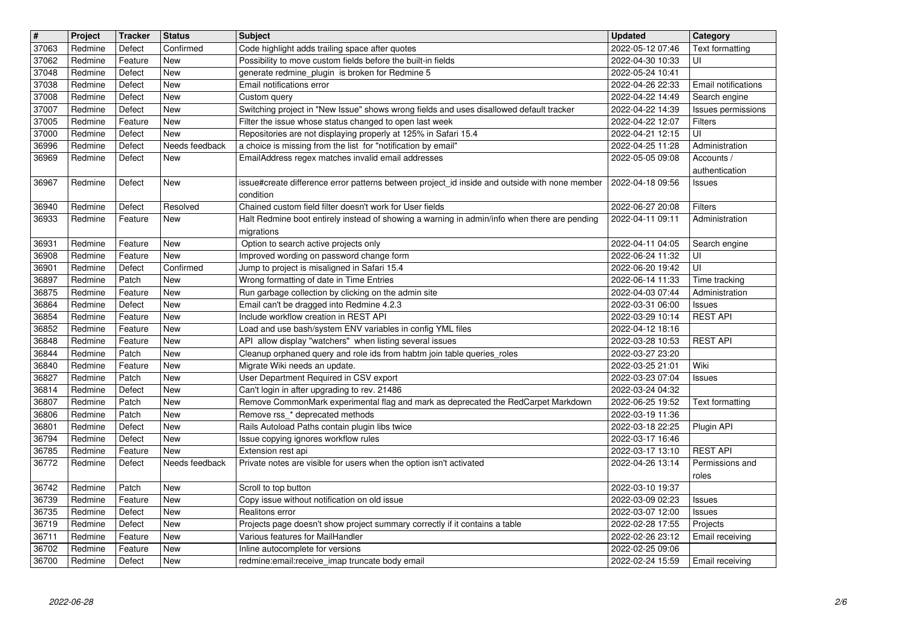| # | Project | Tracker | Status | Subject | Updated | Category |
|---|---|---|---|---|---|---|
| 37063 | Redmine | Defect | Confirmed | Code highlight adds trailing space after quotes | 2022-05-12 07:46 | Text formatting |
| 37062 | Redmine | Feature | New | Possibility to move custom fields before the built-in fields | 2022-04-30 10:33 | UI |
| 37048 | Redmine | Defect | New | generate redmine_plugin is broken for Redmine 5 | 2022-05-24 10:41 | |
| 37038 | Redmine | Defect | New | Email notifications error | 2022-04-26 22:33 | Email notifications |
| 37008 | Redmine | Defect | New | Custom query | 2022-04-22 14:49 | Search engine |
| 37007 | Redmine | Defect | New | Switching project in "New Issue" shows wrong fields and uses disallowed default tracker | 2022-04-22 14:39 | Issues permissions |
| 37005 | Redmine | Feature | New | Filter the issue whose status changed to open last week | 2022-04-22 12:07 | Filters |
| 37000 | Redmine | Defect | New | Repositories are not displaying properly at 125% in Safari 15.4 | 2022-04-21 12:15 | UI |
| 36996 | Redmine | Defect | Needs feedback | a choice is missing from the list for "notification by email" | 2022-04-25 11:28 | Administration |
| 36969 | Redmine | Defect | New | EmailAddress regex matches invalid email addresses | 2022-05-05 09:08 | Accounts / authentication |
| 36967 | Redmine | Defect | New | issue#create difference error patterns between project_id inside and outside with none member condition | 2022-04-18 09:56 | Issues |
| 36940 | Redmine | Defect | Resolved | Chained custom field filter doesn't work for User fields | 2022-06-27 20:08 | Filters |
| 36933 | Redmine | Feature | New | Halt Redmine boot entirely instead of showing a warning in admin/info when there are pending migrations | 2022-04-11 09:11 | Administration |
| 36931 | Redmine | Feature | New | Option to search active projects only | 2022-04-11 04:05 | Search engine |
| 36908 | Redmine | Feature | New | Improved wording on password change form | 2022-06-24 11:32 | UI |
| 36901 | Redmine | Defect | Confirmed | Jump to project is misaligned in Safari 15.4 | 2022-06-20 19:42 | UI |
| 36897 | Redmine | Patch | New | Wrong formatting of date in Time Entries | 2022-06-14 11:33 | Time tracking |
| 36875 | Redmine | Feature | New | Run garbage collection by clicking on the admin site | 2022-04-03 07:44 | Administration |
| 36864 | Redmine | Defect | New | Email can't be dragged into Redmine 4.2.3 | 2022-03-31 06:00 | Issues |
| 36854 | Redmine | Feature | New | Include workflow creation in REST API | 2022-03-29 10:14 | REST API |
| 36852 | Redmine | Feature | New | Load and use bash/system ENV variables in config YML files | 2022-04-12 18:16 | |
| 36848 | Redmine | Feature | New | API allow display "watchers" when listing several issues | 2022-03-28 10:53 | REST API |
| 36844 | Redmine | Patch | New | Cleanup orphaned query and role ids from habtm join table queries_roles | 2022-03-27 23:20 | |
| 36840 | Redmine | Feature | New | Migrate Wiki needs an update. | 2022-03-25 21:01 | Wiki |
| 36827 | Redmine | Patch | New | User Department Required in CSV export | 2022-03-23 07:04 | Issues |
| 36814 | Redmine | Defect | New | Can't login in after upgrading to rev. 21486 | 2022-03-24 04:32 | |
| 36807 | Redmine | Patch | New | Remove CommonMark experimental flag and mark as deprecated the RedCarpet Markdown | 2022-06-25 19:52 | Text formatting |
| 36806 | Redmine | Patch | New | Remove rss_* deprecated methods | 2022-03-19 11:36 | |
| 36801 | Redmine | Defect | New | Rails Autoload Paths contain plugin libs twice | 2022-03-18 22:25 | Plugin API |
| 36794 | Redmine | Defect | New | Issue copying ignores workflow rules | 2022-03-17 16:46 | |
| 36785 | Redmine | Feature | New | Extension rest api | 2022-03-17 13:10 | REST API |
| 36772 | Redmine | Defect | Needs feedback | Private notes are visible for users when the option isn't activated | 2022-04-26 13:14 | Permissions and roles |
| 36742 | Redmine | Patch | New | Scroll to top button | 2022-03-10 19:37 | |
| 36739 | Redmine | Feature | New | Copy issue without notification on old issue | 2022-03-09 02:23 | Issues |
| 36735 | Redmine | Defect | New | Realitons error | 2022-03-07 12:00 | Issues |
| 36719 | Redmine | Defect | New | Projects page doesn't show project summary correctly if it contains a table | 2022-02-28 17:55 | Projects |
| 36711 | Redmine | Feature | New | Various features for MailHandler | 2022-02-26 23:12 | Email receiving |
| 36702 | Redmine | Feature | New | Inline autocomplete for versions | 2022-02-25 09:06 | |
| 36700 | Redmine | Defect | New | redmine:email:receive_imap truncate body email | 2022-02-24 15:59 | Email receiving |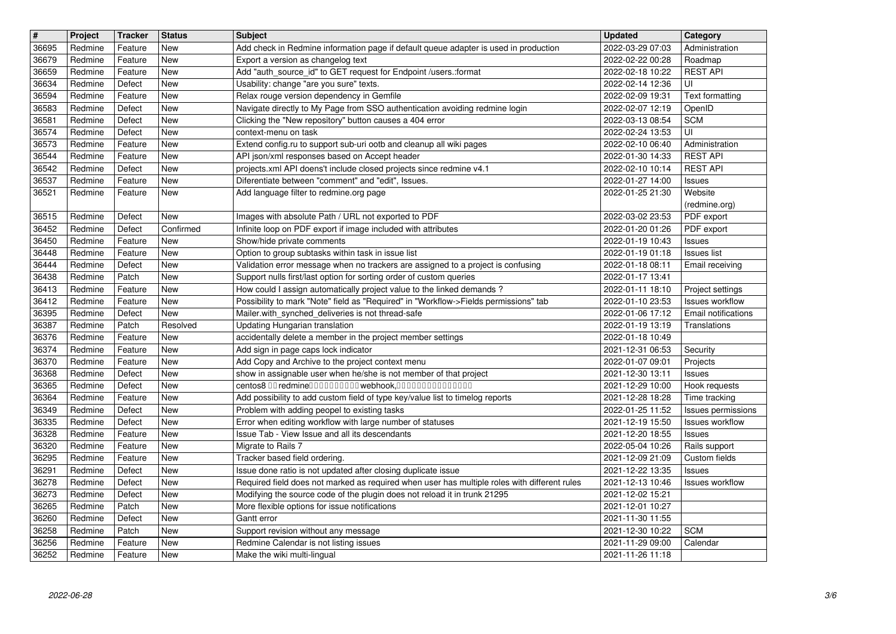| # | Project | Tracker | Status | Subject | Updated | Category |
| --- | --- | --- | --- | --- | --- | --- |
| 36695 | Redmine | Feature | New | Add check in Redmine information page if default queue adapter is used in production | 2022-03-29 07:03 | Administration |
| 36679 | Redmine | Feature | New | Export a version as changelog text | 2022-02-22 00:28 | Roadmap |
| 36659 | Redmine | Feature | New | Add "auth_source_id" to GET request for Endpoint /users.:format | 2022-02-18 10:22 | REST API |
| 36634 | Redmine | Defect | New | Usability: change "are you sure" texts. | 2022-02-14 12:36 | UI |
| 36594 | Redmine | Feature | New | Relax rouge version dependency in Gemfile | 2022-02-09 19:31 | Text formatting |
| 36583 | Redmine | Defect | New | Navigate directly to My Page from SSO authentication avoiding redmine login | 2022-02-07 12:19 | OpenID |
| 36581 | Redmine | Defect | New | Clicking the "New repository" button causes a 404 error | 2022-03-13 08:54 | SCM |
| 36574 | Redmine | Defect | New | context-menu on task | 2022-02-24 13:53 | UI |
| 36573 | Redmine | Feature | New | Extend config.ru to support sub-uri ootb and cleanup all wiki pages | 2022-02-10 06:40 | Administration |
| 36544 | Redmine | Feature | New | API json/xml responses based on Accept header | 2022-01-30 14:33 | REST API |
| 36542 | Redmine | Defect | New | projects.xml API doens't include closed projects since redmine v4.1 | 2022-02-10 10:14 | REST API |
| 36537 | Redmine | Feature | New | Diferentiate between "comment" and "edit", Issues. | 2022-01-27 14:00 | Issues |
| 36521 | Redmine | Feature | New | Add language filter to redmine.org page | 2022-01-25 21:30 | Website (redmine.org) |
| 36515 | Redmine | Defect | New | Images with absolute Path / URL not exported to PDF | 2022-03-02 23:53 | PDF export |
| 36452 | Redmine | Defect | Confirmed | Infinite loop on PDF export if image included with attributes | 2022-01-20 01:26 | PDF export |
| 36450 | Redmine | Feature | New | Show/hide private comments | 2022-01-19 10:43 | Issues |
| 36448 | Redmine | Feature | New | Option to group subtasks within task in issue list | 2022-01-19 01:18 | Issues list |
| 36444 | Redmine | Defect | New | Validation error message when no trackers are assigned to a project is confusing | 2022-01-18 08:11 | Email receiving |
| 36438 | Redmine | Patch | New | Support nulls first/last option for sorting order of custom queries | 2022-01-17 13:41 | |
| 36413 | Redmine | Feature | New | How could I assign automatically project value to the linked demands ? | 2022-01-11 18:10 | Project settings |
| 36412 | Redmine | Feature | New | Possibility to mark "Note" field as "Required" in "Workflow->Fields permissions" tab | 2022-01-10 23:53 | Issues workflow |
| 36395 | Redmine | Defect | New | Mailer.with_synched_deliveries is not thread-safe | 2022-01-06 17:12 | Email notifications |
| 36387 | Redmine | Patch | Resolved | Updating Hungarian translation | 2022-01-19 13:19 | Translations |
| 36376 | Redmine | Feature | New | accidentally delete a member in the project member settings | 2022-01-18 10:49 | |
| 36374 | Redmine | Feature | New | Add sign in page caps lock indicator | 2021-12-31 06:53 | Security |
| 36370 | Redmine | Feature | New | Add Copy and Archive to the project context menu | 2022-01-07 09:01 | Projects |
| 36368 | Redmine | Defect | New | show in assignable user when he/she is not member of that project | 2021-12-30 13:11 | Issues |
| 36365 | Redmine | Defect | New | centos8 redmine webhook, | 2021-12-29 10:00 | Hook requests |
| 36364 | Redmine | Feature | New | Add possibility to add custom field of type key/value list to timelog reports | 2021-12-28 18:28 | Time tracking |
| 36349 | Redmine | Defect | New | Problem with adding peopel to existing tasks | 2022-01-25 11:52 | Issues permissions |
| 36335 | Redmine | Defect | New | Error when editing workflow with large number of statuses | 2021-12-19 15:50 | Issues workflow |
| 36328 | Redmine | Feature | New | Issue Tab - View Issue and all its descendants | 2021-12-20 18:55 | Issues |
| 36320 | Redmine | Feature | New | Migrate to Rails 7 | 2022-05-04 10:26 | Rails support |
| 36295 | Redmine | Feature | New | Tracker based field ordering. | 2021-12-09 21:09 | Custom fields |
| 36291 | Redmine | Defect | New | Issue done ratio is not updated after closing duplicate issue | 2021-12-22 13:35 | Issues |
| 36278 | Redmine | Defect | New | Required field does not marked as required when user has multiple roles with different rules | 2021-12-13 10:46 | Issues workflow |
| 36273 | Redmine | Defect | New | Modifying the source code of the plugin does not reload it in trunk 21295 | 2021-12-02 15:21 | |
| 36265 | Redmine | Patch | New | More flexible options for issue notifications | 2021-12-01 10:27 | |
| 36260 | Redmine | Defect | New | Gantt error | 2021-11-30 11:55 | |
| 36258 | Redmine | Patch | New | Support revision without any message | 2021-12-30 10:22 | SCM |
| 36256 | Redmine | Feature | New | Redmine Calendar is not listing issues | 2021-11-29 09:00 | Calendar |
| 36252 | Redmine | Feature | New | Make the wiki multi-lingual | 2021-11-26 11:18 | |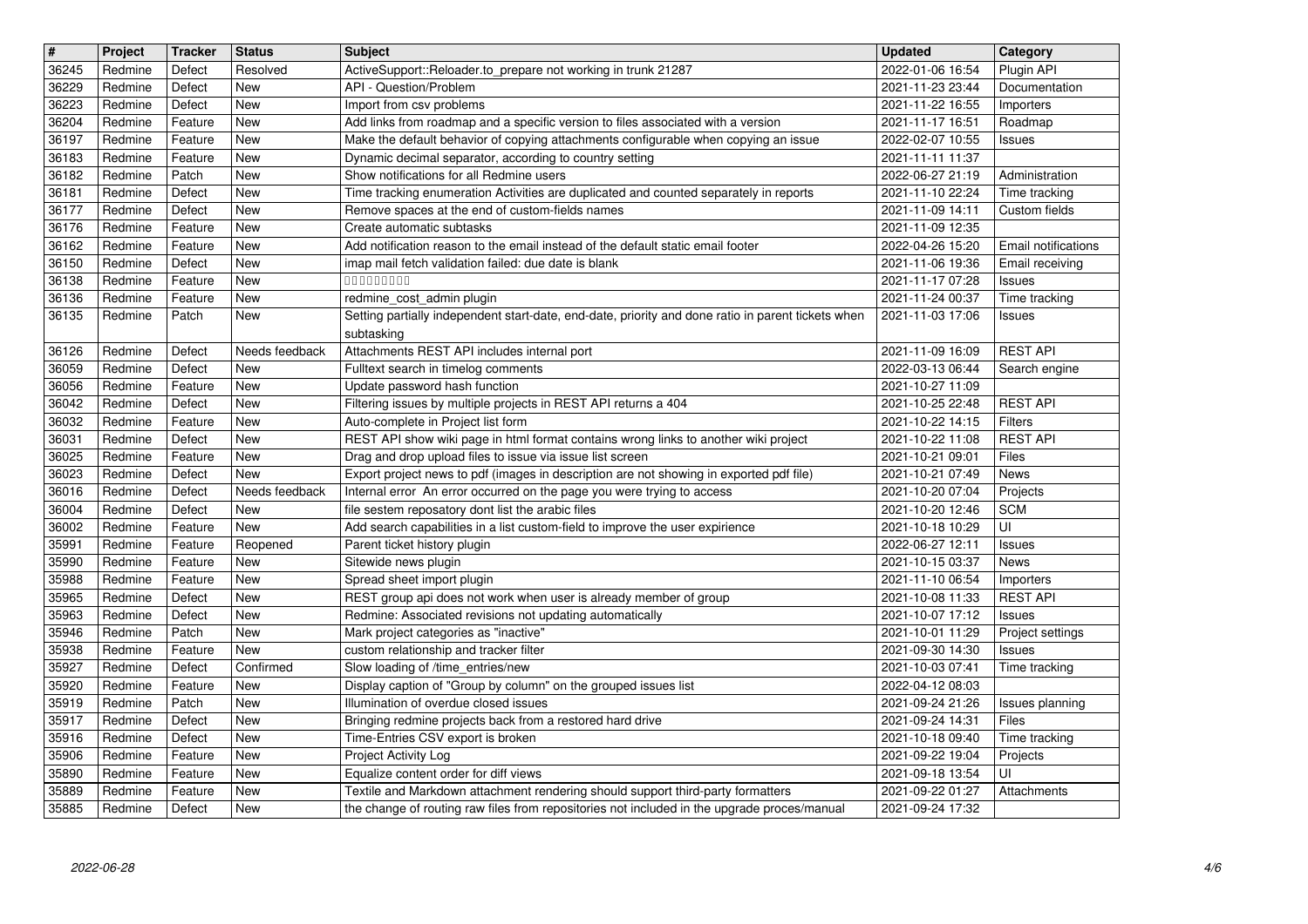| # | Project | Tracker | Status | Subject | Updated | Category |
|---|---|---|---|---|---|---|
| 36245 | Redmine | Defect | Resolved | ActiveSupport::Reloader.to_prepare not working in trunk 21287 | 2022-01-06 16:54 | Plugin API |
| 36229 | Redmine | Defect | New | API - Question/Problem | 2021-11-23 23:44 | Documentation |
| 36223 | Redmine | Defect | New | Import from csv problems | 2021-11-22 16:55 | Importers |
| 36204 | Redmine | Feature | New | Add links from roadmap and a specific version to files associated with a version | 2021-11-17 16:51 | Roadmap |
| 36197 | Redmine | Feature | New | Make the default behavior of copying attachments configurable when copying an issue | 2022-02-07 10:55 | Issues |
| 36183 | Redmine | Feature | New | Dynamic decimal separator, according to country setting | 2021-11-11 11:37 | |
| 36182 | Redmine | Patch | New | Show notifications for all Redmine users | 2022-06-27 21:19 | Administration |
| 36181 | Redmine | Defect | New | Time tracking enumeration Activities are duplicated and counted separately in reports | 2021-11-10 22:24 | Time tracking |
| 36177 | Redmine | Defect | New | Remove spaces at the end of custom-fields names | 2021-11-09 14:11 | Custom fields |
| 36176 | Redmine | Feature | New | Create automatic subtasks | 2021-11-09 12:35 | |
| 36162 | Redmine | Feature | New | Add notification reason to the email instead of the default static email footer | 2022-04-26 15:20 | Email notifications |
| 36150 | Redmine | Defect | New | imap mail fetch validation failed: due date is blank | 2021-11-06 19:36 | Email receiving |
| 36138 | Redmine | Feature | New | □□□□□□□□□ | 2021-11-17 07:28 | Issues |
| 36136 | Redmine | Feature | New | redmine_cost_admin plugin | 2021-11-24 00:37 | Time tracking |
| 36135 | Redmine | Patch | New | Setting partially independent start-date, end-date, priority and done ratio in parent tickets when subtasking | 2021-11-03 17:06 | Issues |
| 36126 | Redmine | Defect | Needs feedback | Attachments REST API includes internal port | 2021-11-09 16:09 | REST API |
| 36059 | Redmine | Defect | New | Fulltext search in timelog comments | 2022-03-13 06:44 | Search engine |
| 36056 | Redmine | Feature | New | Update password hash function | 2021-10-27 11:09 | |
| 36042 | Redmine | Defect | New | Filtering issues by multiple projects in REST API returns a 404 | 2021-10-25 22:48 | REST API |
| 36032 | Redmine | Feature | New | Auto-complete in Project list form | 2021-10-22 14:15 | Filters |
| 36031 | Redmine | Defect | New | REST API show wiki page in html format contains wrong links to another wiki project | 2021-10-22 11:08 | REST API |
| 36025 | Redmine | Feature | New | Drag and drop upload files to issue via issue list screen | 2021-10-21 09:01 | Files |
| 36023 | Redmine | Defect | New | Export project news to pdf (images in description are not showing in exported pdf file) | 2021-10-21 07:49 | News |
| 36016 | Redmine | Defect | Needs feedback | Internal error An error occurred on the page you were trying to access | 2021-10-20 07:04 | Projects |
| 36004 | Redmine | Defect | New | file sestem reposatory dont list the arabic files | 2021-10-20 12:46 | SCM |
| 36002 | Redmine | Feature | New | Add search capabilities in a list custom-field to improve the user expirience | 2021-10-18 10:29 | UI |
| 35991 | Redmine | Feature | Reopened | Parent ticket history plugin | 2022-06-27 12:11 | Issues |
| 35990 | Redmine | Feature | New | Sitewide news plugin | 2021-10-15 03:37 | News |
| 35988 | Redmine | Feature | New | Spread sheet import plugin | 2021-11-10 06:54 | Importers |
| 35965 | Redmine | Defect | New | REST group api does not work when user is already member of group | 2021-10-08 11:33 | REST API |
| 35963 | Redmine | Defect | New | Redmine: Associated revisions not updating automatically | 2021-10-07 17:12 | Issues |
| 35946 | Redmine | Patch | New | Mark project categories as "inactive" | 2021-10-01 11:29 | Project settings |
| 35938 | Redmine | Feature | New | custom relationship and tracker filter | 2021-09-30 14:30 | Issues |
| 35927 | Redmine | Defect | Confirmed | Slow loading of /time_entries/new | 2021-10-03 07:41 | Time tracking |
| 35920 | Redmine | Feature | New | Display caption of "Group by column" on the grouped issues list | 2022-04-12 08:03 | |
| 35919 | Redmine | Patch | New | Illumination of overdue closed issues | 2021-09-24 21:26 | Issues planning |
| 35917 | Redmine | Defect | New | Bringing redmine projects back from a restored hard drive | 2021-09-24 14:31 | Files |
| 35916 | Redmine | Defect | New | Time-Entries CSV export is broken | 2021-10-18 09:40 | Time tracking |
| 35906 | Redmine | Feature | New | Project Activity Log | 2021-09-22 19:04 | Projects |
| 35890 | Redmine | Feature | New | Equalize content order for diff views | 2021-09-18 13:54 | UI |
| 35889 | Redmine | Feature | New | Textile and Markdown attachment rendering should support third-party formatters | 2021-09-22 01:27 | Attachments |
| 35885 | Redmine | Defect | New | the change of routing raw files from repositories not included in the upgrade proces/manual | 2021-09-24 17:32 | |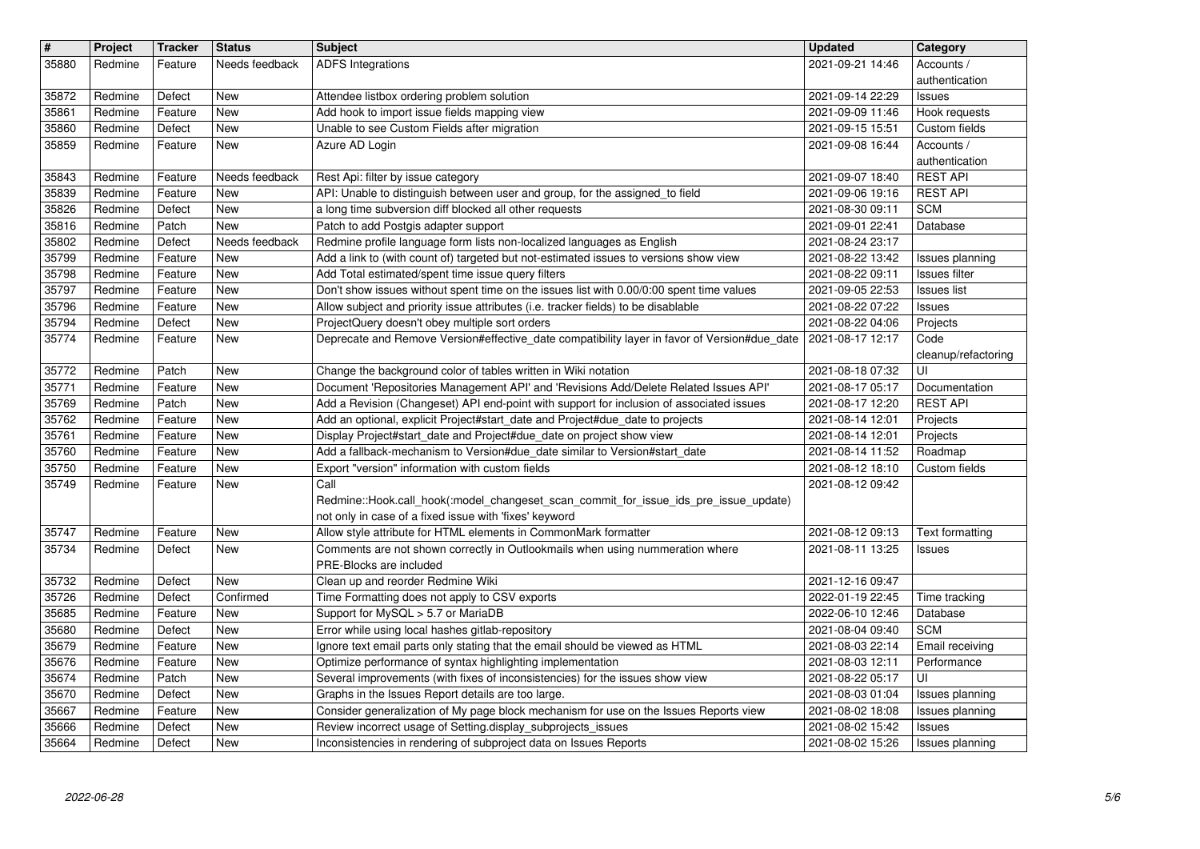| # | Project | Tracker | Status | Subject | Updated | Category |
|---|---|---|---|---|---|---|
| 35880 | Redmine | Feature | Needs feedback | ADFS Integrations | 2021-09-21 14:46 | Accounts / authentication |
| 35872 | Redmine | Defect | New | Attendee listbox ordering problem solution | 2021-09-14 22:29 | Issues |
| 35861 | Redmine | Feature | New | Add hook to import issue fields mapping view | 2021-09-09 11:46 | Hook requests |
| 35860 | Redmine | Defect | New | Unable to see Custom Fields after migration | 2021-09-15 15:51 | Custom fields |
| 35859 | Redmine | Feature | New | Azure AD Login | 2021-09-08 16:44 | Accounts / authentication |
| 35843 | Redmine | Feature | Needs feedback | Rest Api: filter by issue category | 2021-09-07 18:40 | REST API |
| 35839 | Redmine | Feature | New | API: Unable to distinguish between user and group, for the assigned_to field | 2021-09-06 19:16 | REST API |
| 35826 | Redmine | Defect | New | a long time subversion diff blocked all other requests | 2021-08-30 09:11 | SCM |
| 35816 | Redmine | Patch | New | Patch to add Postgis adapter support | 2021-09-01 22:41 | Database |
| 35802 | Redmine | Defect | Needs feedback | Redmine profile language form lists non-localized languages as English | 2021-08-24 23:17 | |
| 35799 | Redmine | Feature | New | Add a link to (with count of) targeted but not-estimated issues to versions show view | 2021-08-22 13:42 | Issues planning |
| 35798 | Redmine | Feature | New | Add Total estimated/spent time issue query filters | 2021-08-22 09:11 | Issues filter |
| 35797 | Redmine | Feature | New | Don't show issues without spent time on the issues list with 0.00/0:00 spent time values | 2021-09-05 22:53 | Issues list |
| 35796 | Redmine | Feature | New | Allow subject and priority issue attributes (i.e. tracker fields) to be disablable | 2021-08-22 07:22 | Issues |
| 35794 | Redmine | Defect | New | ProjectQuery doesn't obey multiple sort orders | 2021-08-22 04:06 | Projects |
| 35774 | Redmine | Feature | New | Deprecate and Remove Version#effective_date compatibility layer in favor of Version#due_date | 2021-08-17 12:17 | Code cleanup/refactoring |
| 35772 | Redmine | Patch | New | Change the background color of tables written in Wiki notation | 2021-08-18 07:32 | UI |
| 35771 | Redmine | Feature | New | Document 'Repositories Management API' and 'Revisions Add/Delete Related Issues API' | 2021-08-17 05:17 | Documentation |
| 35769 | Redmine | Patch | New | Add a Revision (Changeset) API end-point with support for inclusion of associated issues | 2021-08-17 12:20 | REST API |
| 35762 | Redmine | Feature | New | Add an optional, explicit Project#start_date and Project#due_date to projects | 2021-08-14 12:01 | Projects |
| 35761 | Redmine | Feature | New | Display Project#start_date and Project#due_date on project show view | 2021-08-14 12:01 | Projects |
| 35760 | Redmine | Feature | New | Add a fallback-mechanism to Version#due_date similar to Version#start_date | 2021-08-14 11:52 | Roadmap |
| 35750 | Redmine | Feature | New | Export "version" information with custom fields | 2021-08-12 18:10 | Custom fields |
| 35749 | Redmine | Feature | New | Call Redmine::Hook.call_hook(:model_changeset_scan_commit_for_issue_ids_pre_issue_update) not only in case of a fixed issue with 'fixes' keyword | 2021-08-12 09:42 | |
| 35747 | Redmine | Feature | New | Allow style attribute for HTML elements in CommonMark formatter | 2021-08-12 09:13 | Text formatting |
| 35734 | Redmine | Defect | New | Comments are not shown correctly in Outlookmails when using nummeration where PRE-Blocks are included | 2021-08-11 13:25 | Issues |
| 35732 | Redmine | Defect | New | Clean up and reorder Redmine Wiki | 2021-12-16 09:47 | |
| 35726 | Redmine | Defect | Confirmed | Time Formatting does not apply to CSV exports | 2022-01-19 22:45 | Time tracking |
| 35685 | Redmine | Feature | New | Support for MySQL > 5.7 or MariaDB | 2022-06-10 12:46 | Database |
| 35680 | Redmine | Defect | New | Error while using local hashes gitlab-repository | 2021-08-04 09:40 | SCM |
| 35679 | Redmine | Feature | New | Ignore text email parts only stating that the email should be viewed as HTML | 2021-08-03 22:14 | Email receiving |
| 35676 | Redmine | Feature | New | Optimize performance of syntax highlighting implementation | 2021-08-03 12:11 | Performance |
| 35674 | Redmine | Patch | New | Several improvements (with fixes of inconsistencies) for the issues show view | 2021-08-22 05:17 | UI |
| 35670 | Redmine | Defect | New | Graphs in the Issues Report details are too large. | 2021-08-03 01:04 | Issues planning |
| 35667 | Redmine | Feature | New | Consider generalization of My page block mechanism for use on the Issues Reports view | 2021-08-02 18:08 | Issues planning |
| 35666 | Redmine | Defect | New | Review incorrect usage of Setting.display_subprojects_issues | 2021-08-02 15:42 | Issues |
| 35664 | Redmine | Defect | New | Inconsistencies in rendering of subproject data on Issues Reports | 2021-08-02 15:26 | Issues planning |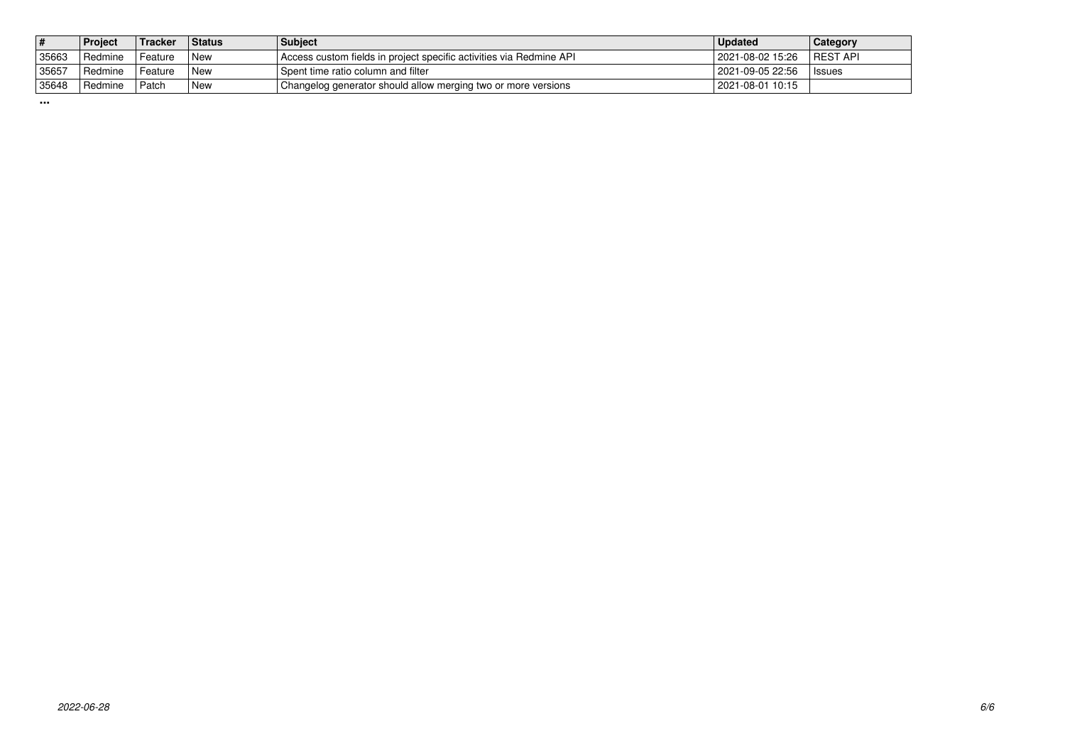| # | Project | Tracker | Status | Subject | Updated | Category |
|---|---|---|---|---|---|---|
| 35663 | Redmine | Feature | New | Access custom fields in project specific activities via Redmine API | 2021-08-02 15:26 | REST API |
| 35657 | Redmine | Feature | New | Spent time ratio column and filter | 2021-09-05 22:56 | Issues |
| 35648 | Redmine | Patch | New | Changelog generator should allow merging two or more versions | 2021-08-01 10:15 | |

...